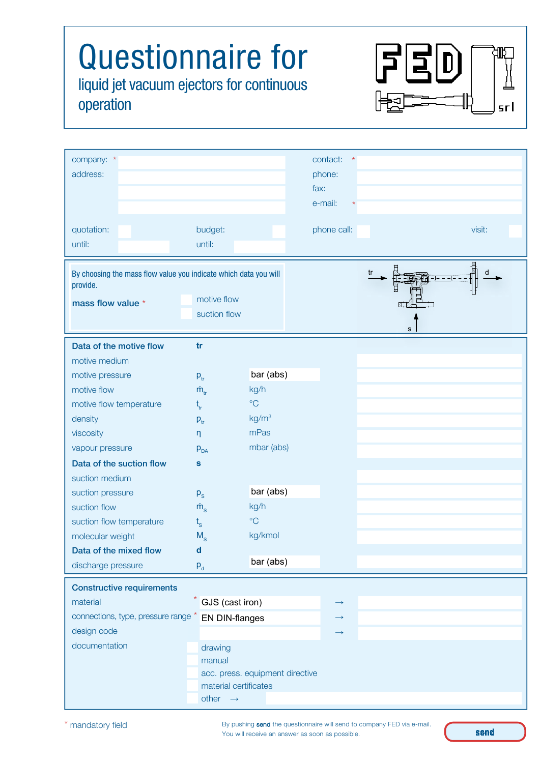# Questionnaire for

## liquid jet vacuum ejectors for continuous operation

FED srl

| | | | |
|---|---|---|---|
| company: * | | contact: * | |
| address: | | phone: | |
| | | fax: | |
| | | e-mail: * | |
| quotation: | budget: | phone call: | visit: |
| until: | until: | | |

By choosing the mass flow value you indicate which data you will provide.

**mass flow value** *

- motive flow
- suction flow

tr → d, s ↑

| | | | |
|---|---|---|---|
| **Data of the motive flow** | **tr** | | |
| motive medium | | | |
| motive pressure | $p_{tr}$ | bar (abs) | |
| motive flow | $\dot{m}_{tr}$ | kg/h | |
| motive flow temperature | $t_{tr}$ | °C | |
| density | $\rho_{tr}$ | kg/m³ | |
| viscosity | $\eta$ | mPas | |
| vapour pressure | $p_{DA}$ | mbar (abs) | |
| **Data of the suction flow** | **s** | | |
| suction medium | | | |
| suction pressure | $p_s$ | bar (abs) | |
| suction flow | $\dot{m}_s$ | kg/h | |
| suction flow temperature | $t_s$ | °C | |
| molecular weight | $M_s$ | kg/kmol | |
| **Data of the mixed flow** | **d** | | |
| discharge pressure | $p_d$ | bar (abs) | |

**Constructive requirements**

| | | | |
|---|---|---|---|
| material * | GJS (cast iron) | → | |
| connections, type, pressure range * | EN DIN-flanges | → | |
| design code | | → | |

documentation

- drawing
- manual
- acc. press. equipment directive
- material certificates
- other →

\* mandatory field

By pushing **send** the questionnaire will send to company FED via e-mail.
You will receive an answer as soon as possible.

**send**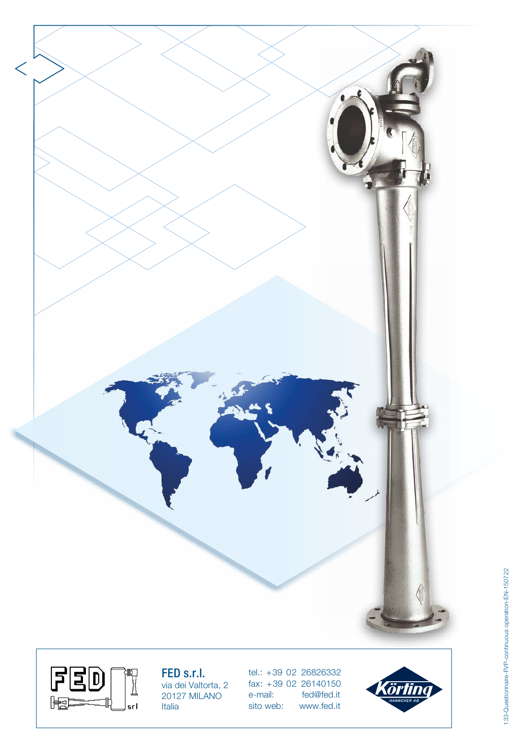**FED s.r.l.**
via dei Valtorta, 2
20127 MILANO
Italia

tel.: +39 02 26826332
fax: +39 02 26140150
e-mail: fed@fed.it
sito web: www.fed.it

133-Questionnaire-FVP-continuous operation-EN-150722